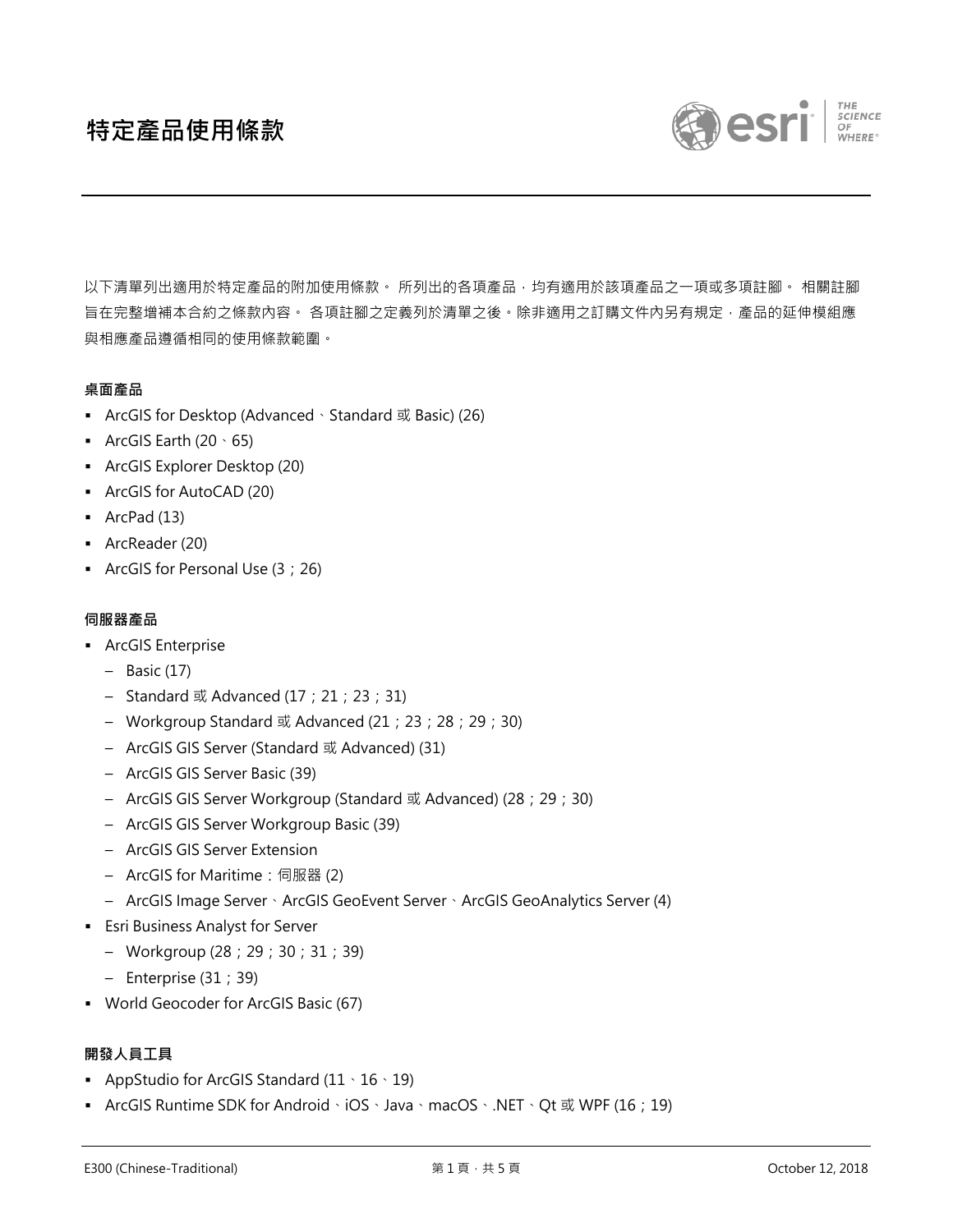# 特定產品使用條款

以下清單列出適用於特定產品的附加使用條款。 所列出的各項產品，均有適用於該項產品之一項或多項註腳。 相關註腳旨在完整增補本合約之條款內容。 各項註腳之定義列於清單之後。除非適用之訂購文件內另有規定，產品的延伸模組應與相應產品遵循相同的使用條款範圍。

**桌面產品**

- ArcGIS for Desktop (Advanced、Standard 或 Basic) (26)
- ArcGIS Earth (20、65)
- ArcGIS Explorer Desktop (20)
- ArcGIS for AutoCAD (20)
- ArcPad (13)
- ArcReader (20)
- ArcGIS for Personal Use (3；26)

**伺服器產品**

- ArcGIS Enterprise
  - Basic (17)
  - Standard 或 Advanced (17；21；23；31)
  - Workgroup Standard 或 Advanced (21；23；28；29；30)
  - ArcGIS GIS Server (Standard 或 Advanced) (31)
  - ArcGIS GIS Server Basic (39)
  - ArcGIS GIS Server Workgroup (Standard 或 Advanced) (28；29；30)
  - ArcGIS GIS Server Workgroup Basic (39)
  - ArcGIS GIS Server Extension
  - ArcGIS for Maritime：伺服器 (2)
  - ArcGIS Image Server、ArcGIS GeoEvent Server、ArcGIS GeoAnalytics Server (4)
- Esri Business Analyst for Server
  - Workgroup (28；29；30；31；39)
  - Enterprise (31；39)
- World Geocoder for ArcGIS Basic (67)

**開發人員工具**

- AppStudio for ArcGIS Standard (11、16、19)
- ArcGIS Runtime SDK for Android、iOS、Java、macOS、.NET、Qt 或 WPF (16；19)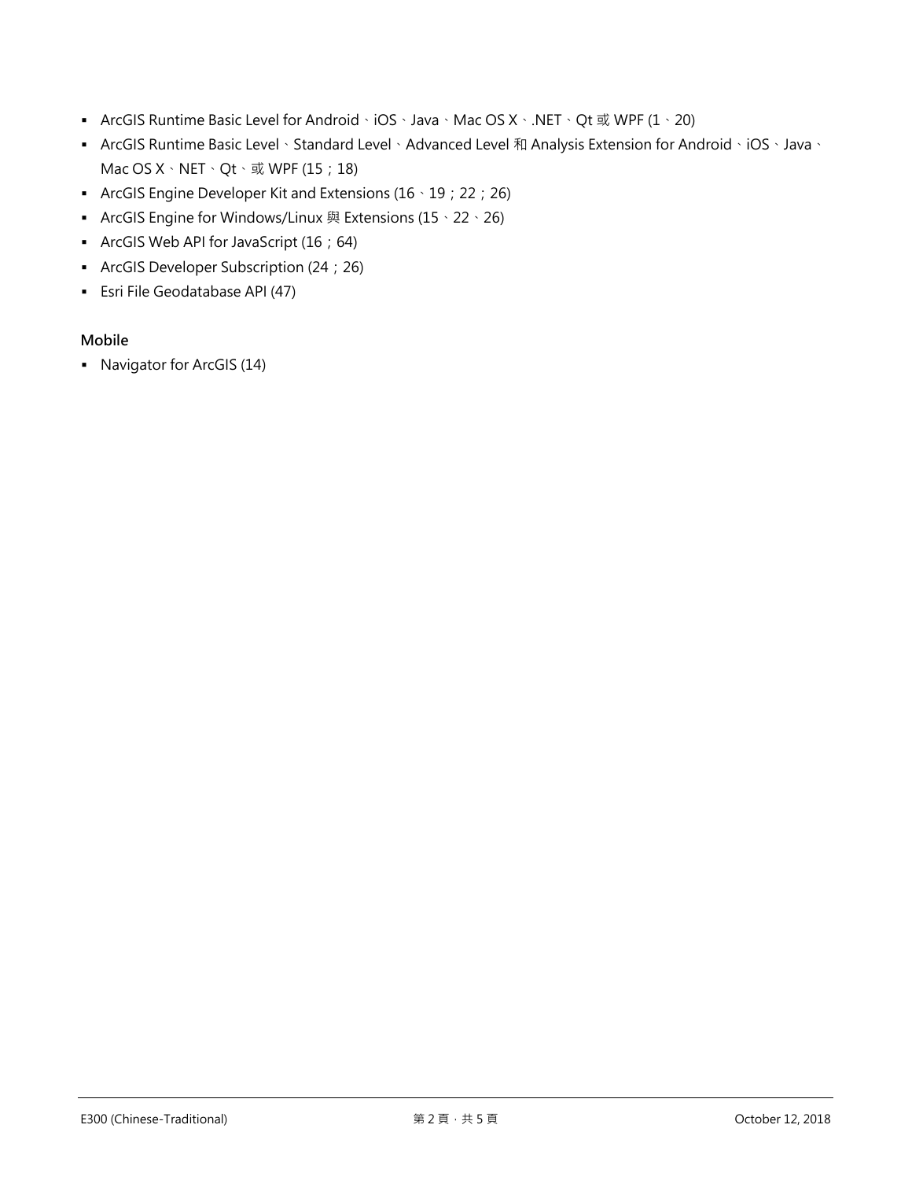- ArcGIS Runtime Basic Level for Android、iOS、Java、Mac OS X、.NET、Qt 或 WPF (1、20)
- ArcGIS Runtime Basic Level、Standard Level、Advanced Level 和 Analysis Extension for Android、iOS、Java、Mac OS X、NET、Qt、或 WPF (15；18)
- ArcGIS Engine Developer Kit and Extensions (16、19；22；26)
- ArcGIS Engine for Windows/Linux 與 Extensions (15、22、26)
- ArcGIS Web API for JavaScript (16；64)
- ArcGIS Developer Subscription (24；26)
- Esri File Geodatabase API (47)

**Mobile**

- Navigator for ArcGIS (14)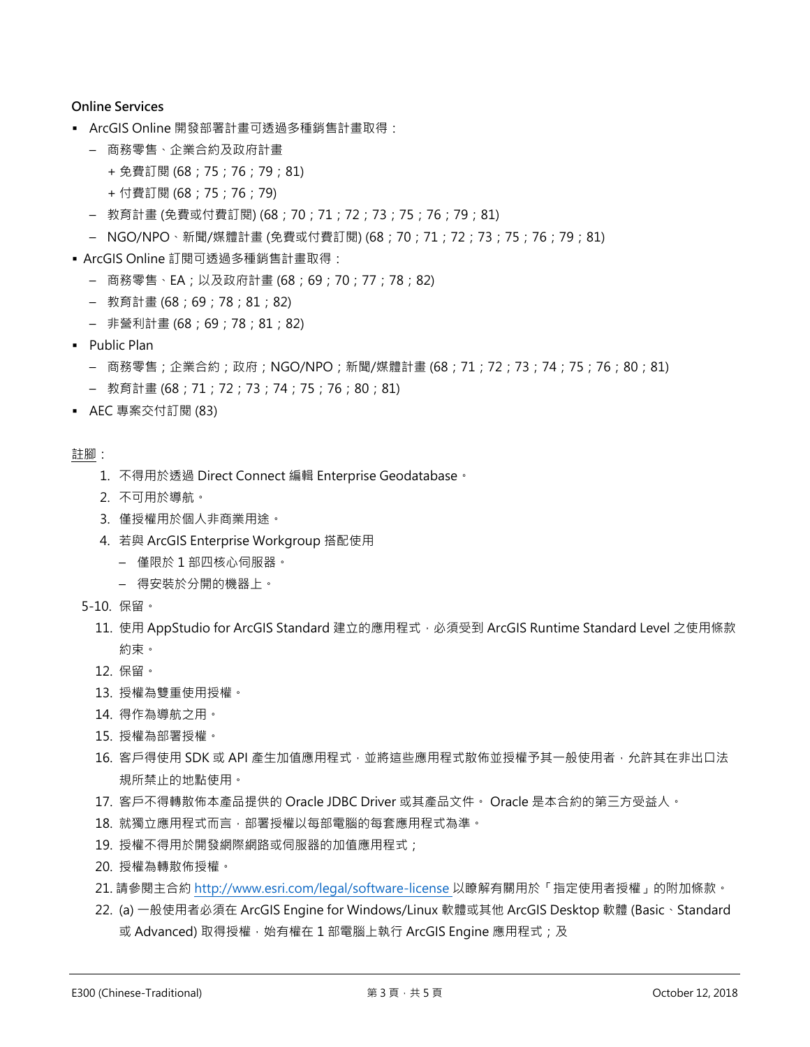**Online Services**

- ArcGIS Online 開發部署計畫可透過多種銷售計畫取得：
  - 商務零售、企業合約及政府計畫
    - + 免費訂閱 (68；75；76；79；81)
    - + 付費訂閱 (68；75；76；79)
  - 教育計畫 (免費或付費訂閱) (68；70；71；72；73；75；76；79；81)
  - NGO/NPO、新聞/媒體計畫 (免費或付費訂閱) (68；70；71；72；73；75；76；79；81)
- ArcGIS Online 訂閱可透過多種銷售計畫取得：
  - 商務零售、EA；以及政府計畫 (68；69；70；77；78；82)
  - 教育計畫 (68；69；78；81；82)
  - 非營利計畫 (68；69；78；81；82)
- Public Plan
  - 商務零售；企業合約；政府；NGO/NPO；新聞/媒體計畫 (68；71；72；73；74；75；76；80；81)
  - 教育計畫 (68；71；72；73；74；75；76；80；81)
- AEC 專案交付訂閱 (83)

註腳：

1. 不得用於透過 Direct Connect 編輯 Enterprise Geodatabase。
2. 不可用於導航。
3. 僅授權用於個人非商業用途。
4. 若與 ArcGIS Enterprise Workgroup 搭配使用
   - 僅限於 1 部四核心伺服器。
   - 得安裝於分開的機器上。

5-10. 保留。

11. 使用 AppStudio for ArcGIS Standard 建立的應用程式，必須受到 ArcGIS Runtime Standard Level 之使用條款約束。
12. 保留。
13. 授權為雙重使用授權。
14. 得作為導航之用。
15. 授權為部署授權。
16. 客戶得使用 SDK 或 API 產生加值應用程式，並將這些應用程式散佈並授權予其一般使用者，允許其在非出口法規所禁止的地點使用。
17. 客戶不得轉散佈本產品提供的 Oracle JDBC Driver 或其產品文件。 Oracle 是本合約的第三方受益人。
18. 就獨立應用程式而言，部署授權以每部電腦的每套應用程式為準。
19. 授權不得用於開發網際網路或伺服器的加值應用程式；
20. 授權為轉散佈授權。
21. 請參閱主合約 http://www.esri.com/legal/software-license 以瞭解有關用於「指定使用者授權」的附加條款。
22. (a) 一般使用者必須在 ArcGIS Engine for Windows/Linux 軟體或其他 ArcGIS Desktop 軟體 (Basic、Standard 或 Advanced) 取得授權，始有權在 1 部電腦上執行 ArcGIS Engine 應用程式；及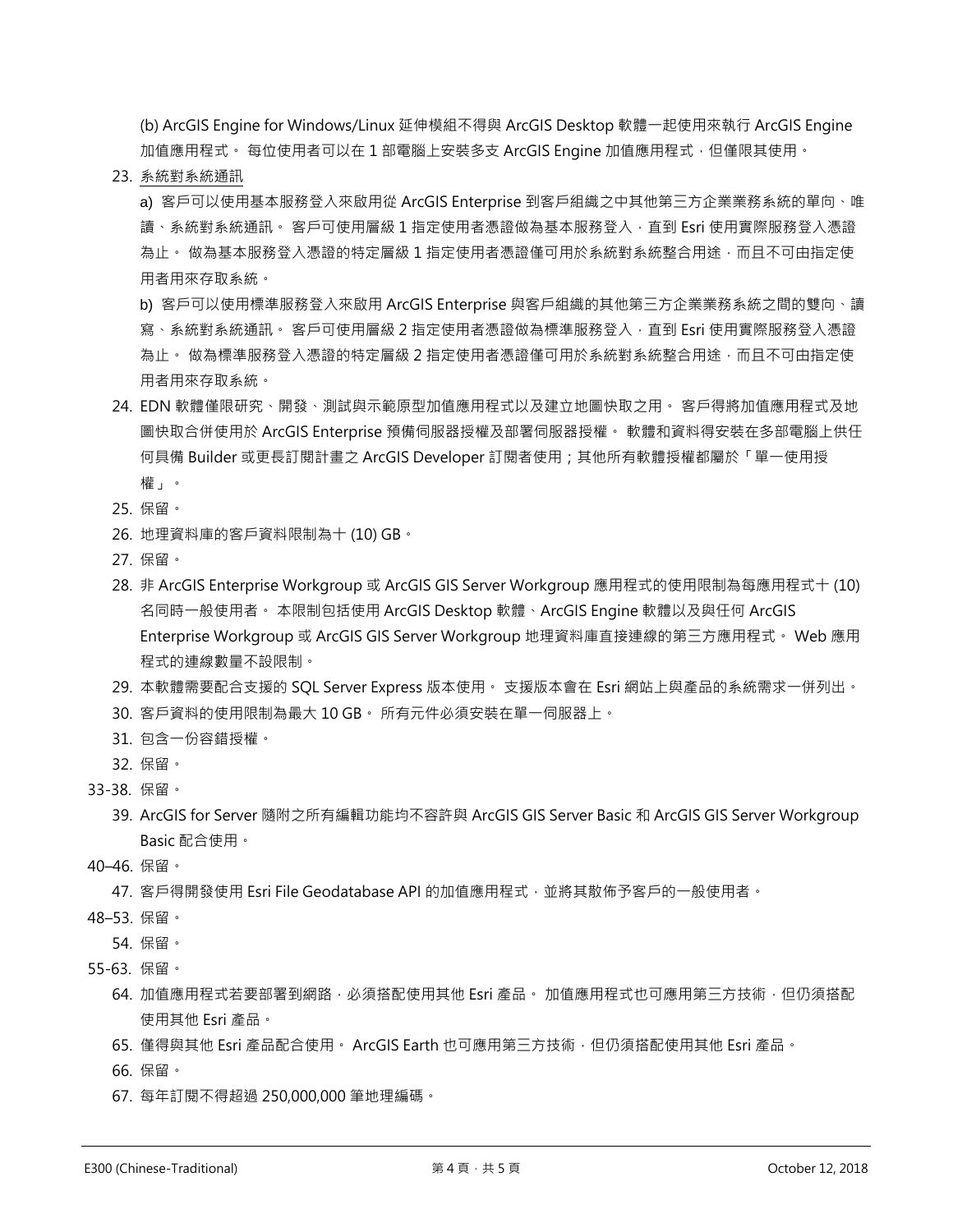(b) ArcGIS Engine for Windows/Linux 延伸模組不得與 ArcGIS Desktop 軟體一起使用來執行 ArcGIS Engine 加值應用程式。 每位使用者可以在 1 部電腦上安裝多支 ArcGIS Engine 加值應用程式，但僅限其使用。

23. 系統對系統通訊

    a) 客戶可以使用基本服務登入來啟用從 ArcGIS Enterprise 到客戶組織之中其他第三方企業業務系統的單向、唯讀、系統對系統通訊。 客戶可使用層級 1 指定使用者憑證做為基本服務登入，直到 Esri 使用實際服務登入憑證為止。 做為基本服務登入憑證的特定層級 1 指定使用者憑證僅可用於系統對系統整合用途，而且不可由指定使用者用來存取系統。

    b) 客戶可以使用標準服務登入來啟用 ArcGIS Enterprise 與客戶組織的其他第三方企業業務系統之間的雙向、讀寫、系統對系統通訊。 客戶可使用層級 2 指定使用者憑證做為標準服務登入，直到 Esri 使用實際服務登入憑證為止。 做為標準服務登入憑證的特定層級 2 指定使用者憑證僅可用於系統對系統整合用途，而且不可由指定使用者用來存取系統。

24. EDN 軟體僅限研究、開發、測試與示範原型加值應用程式以及建立地圖快取之用。 客戶得將加值應用程式及地圖快取合併使用於 ArcGIS Enterprise 預備伺服器授權及部署伺服器授權。 軟體和資料得安裝在多部電腦上供任何具備 Builder 或更長訂閱計畫之 ArcGIS Developer 訂閱者使用；其他所有軟體授權都屬於「單一使用授權」。
25. 保留。
26. 地理資料庫的客戶資料限制為十 (10) GB。
27. 保留。
28. 非 ArcGIS Enterprise Workgroup 或 ArcGIS GIS Server Workgroup 應用程式的使用限制為每應用程式十 (10) 名同時一般使用者。 本限制包括使用 ArcGIS Desktop 軟體、ArcGIS Engine 軟體以及與任何 ArcGIS Enterprise Workgroup 或 ArcGIS GIS Server Workgroup 地理資料庫直接連線的第三方應用程式。 Web 應用程式的連線數量不設限制。
29. 本軟體需要配合支援的 SQL Server Express 版本使用。 支援版本會在 Esri 網站上與產品的系統需求一併列出。
30. 客戶資料的使用限制為最大 10 GB。 所有元件必須安裝在單一伺服器上。
31. 包含一份容錯授權。
32. 保留。

33-38. 保留。

39. ArcGIS for Server 隨附之所有編輯功能均不容許與 ArcGIS GIS Server Basic 和 ArcGIS GIS Server Workgroup Basic 配合使用。

40–46. 保留。

47. 客戶得開發使用 Esri File Geodatabase API 的加值應用程式，並將其散佈予客戶的一般使用者。

48–53. 保留。

54. 保留。

55-63. 保留。

64. 加值應用程式若要部署到網路，必須搭配使用其他 Esri 產品。 加值應用程式也可應用第三方技術，但仍須搭配使用其他 Esri 產品。
65. 僅得與其他 Esri 產品配合使用。 ArcGIS Earth 也可應用第三方技術，但仍須搭配使用其他 Esri 產品。
66. 保留。
67. 每年訂閱不得超過 250,000,000 筆地理編碼。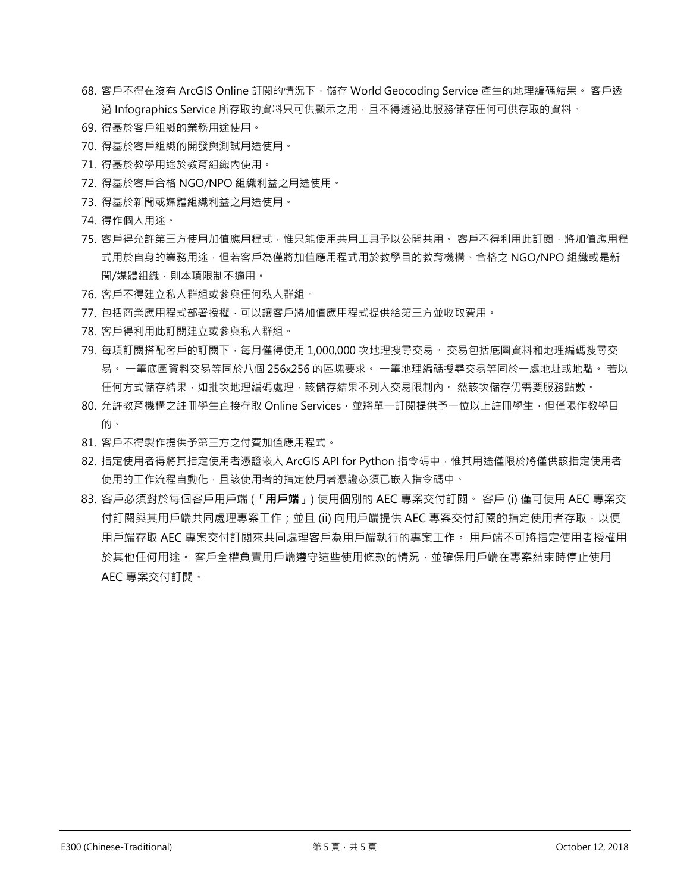68. 客戶不得在沒有 ArcGIS Online 訂閱的情況下，儲存 World Geocoding Service 產生的地理編碼結果。 客戶透過 Infographics Service 所存取的資料只可供顯示之用，且不得透過此服務儲存任何可供存取的資料。
69. 得基於客戶組織的業務用途使用。
70. 得基於客戶組織的開發與測試用途使用。
71. 得基於教學用途於教育組織內使用。
72. 得基於客戶合格 NGO/NPO 組織利益之用途使用。
73. 得基於新聞或媒體組織利益之用途使用。
74. 得作個人用途。
75. 客戶得允許第三方使用加值應用程式，惟只能使用共用工具予以公開共用。 客戶不得利用此訂閱，將加值應用程式用於自身的業務用途，但若客戶為僅將加值應用程式用於教學目的教育機構、合格之 NGO/NPO 組織或是新聞/媒體組織，則本項限制不適用。
76. 客戶不得建立私人群組或參與任何私人群組。
77. 包括商業應用程式部署授權，可以讓客戶將加值應用程式提供給第三方並收取費用。
78. 客戶得利用此訂閱建立或參與私人群組。
79. 每項訂閱搭配客戶的訂閱下，每月僅得使用 1,000,000 次地理搜尋交易。 交易包括底圖資料和地理編碼搜尋交易。 一筆底圖資料交易等同於八個 256x256 的區塊要求。 一筆地理編碼搜尋交易等同於一處地址或地點。 若以任何方式儲存結果，如批次地理編碼處理，該儲存結果不列入交易限制內。 然該次儲存仍需要服務點數。
80. 允許教育機構之註冊學生直接存取 Online Services，並將單一訂閱提供予一位以上註冊學生，但僅限作教學目的。
81. 客戶不得製作提供予第三方之付費加值應用程式。
82. 指定使用者得將其指定使用者憑證嵌入 ArcGIS API for Python 指令碼中，惟其用途僅限於將僅供該指定使用者使用的工作流程自動化，且該使用者的指定使用者憑證必須已嵌入指令碼中。
83. 客戶必須對於每個客戶用戶端 (「**用戶端**」) 使用個別的 AEC 專案交付訂閱。 客戶 (i) 僅可使用 AEC 專案交付訂閱與其用戶端共同處理專案工作；並且 (ii) 向用戶端提供 AEC 專案交付訂閱的指定使用者存取，以便用戶端存取 AEC 專案交付訂閱來共同處理客戶為用戶端執行的專案工作。 用戶端不可將指定使用者授權用於其他任何用途。 客戶全權負責用戶端遵守這些使用條款的情況，並確保用戶端在專案結束時停止使用 AEC 專案交付訂閱。